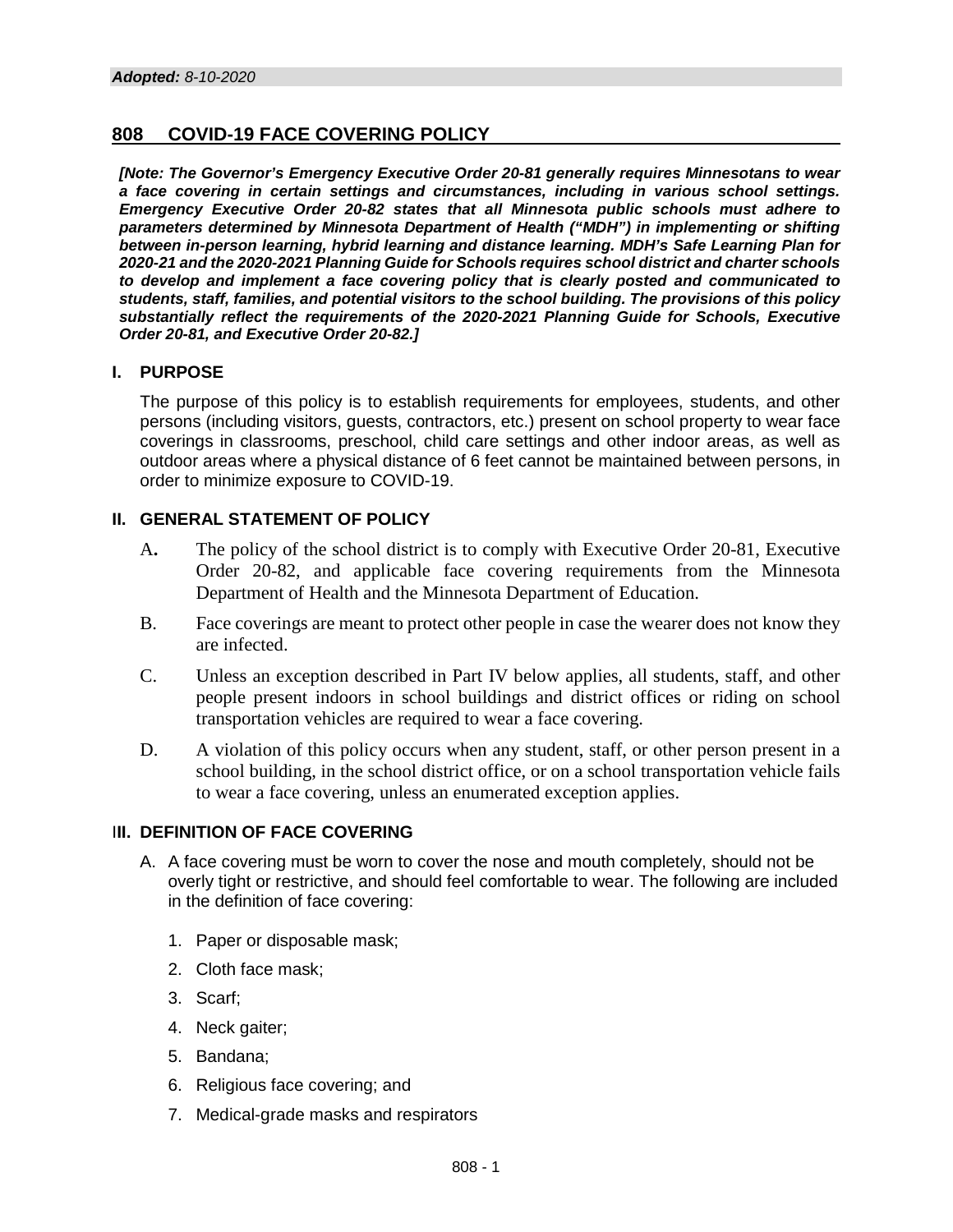***Adopted:*** *8-10-2020*

## 808 COVID-19 FACE COVERING POLICY

***[Note: The Governor's Emergency Executive Order 20-81 generally requires Minnesotans to wear a face covering in certain settings and circumstances, including in various school settings. Emergency Executive Order 20-82 states that all Minnesota public schools must adhere to parameters determined by Minnesota Department of Health ("MDH") in implementing or shifting between in-person learning, hybrid learning and distance learning. MDH's Safe Learning Plan for 2020-21 and the 2020-2021 Planning Guide for Schools requires school district and charter schools to develop and implement a face covering policy that is clearly posted and communicated to students, staff, families, and potential visitors to the school building. The provisions of this policy substantially reflect the requirements of the 2020-2021 Planning Guide for Schools, Executive Order 20-81, and Executive Order 20-82.]***

### I. PURPOSE

The purpose of this policy is to establish requirements for employees, students, and other persons (including visitors, guests, contractors, etc.) present on school property to wear face coverings in classrooms, preschool, child care settings and other indoor areas, as well as outdoor areas where a physical distance of 6 feet cannot be maintained between persons, in order to minimize exposure to COVID-19.

### II. GENERAL STATEMENT OF POLICY

A. The policy of the school district is to comply with Executive Order 20-81, Executive Order 20-82, and applicable face covering requirements from the Minnesota Department of Health and the Minnesota Department of Education.

B. Face coverings are meant to protect other people in case the wearer does not know they are infected.

C. Unless an exception described in Part IV below applies, all students, staff, and other people present indoors in school buildings and district offices or riding on school transportation vehicles are required to wear a face covering.

D. A violation of this policy occurs when any student, staff, or other person present in a school building, in the school district office, or on a school transportation vehicle fails to wear a face covering, unless an enumerated exception applies.

### III. DEFINITION OF FACE COVERING

A. A face covering must be worn to cover the nose and mouth completely, should not be overly tight or restrictive, and should feel comfortable to wear. The following are included in the definition of face covering:

1. Paper or disposable mask;
2. Cloth face mask;
3. Scarf;
4. Neck gaiter;
5. Bandana;
6. Religious face covering; and
7. Medical-grade masks and respirators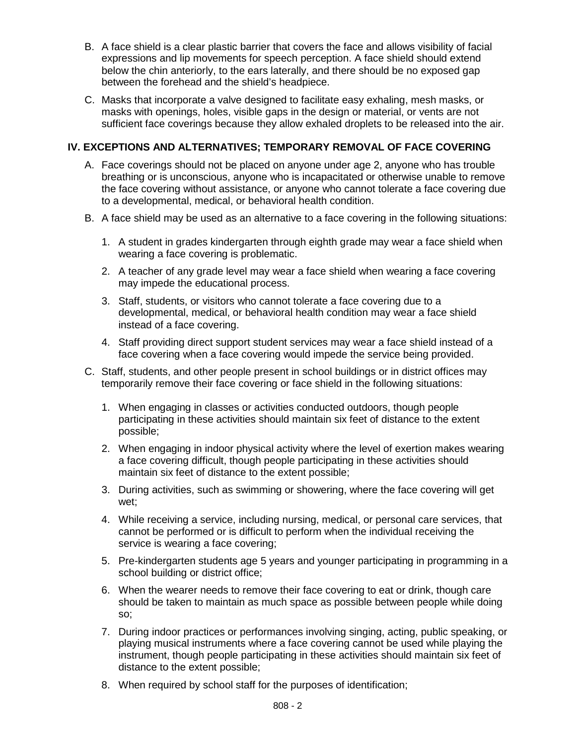B. A face shield is a clear plastic barrier that covers the face and allows visibility of facial expressions and lip movements for speech perception. A face shield should extend below the chin anteriorly, to the ears laterally, and there should be no exposed gap between the forehead and the shield's headpiece.

C. Masks that incorporate a valve designed to facilitate easy exhaling, mesh masks, or masks with openings, holes, visible gaps in the design or material, or vents are not sufficient face coverings because they allow exhaled droplets to be released into the air.

## IV. EXCEPTIONS AND ALTERNATIVES; TEMPORARY REMOVAL OF FACE COVERING

A. Face coverings should not be placed on anyone under age 2, anyone who has trouble breathing or is unconscious, anyone who is incapacitated or otherwise unable to remove the face covering without assistance, or anyone who cannot tolerate a face covering due to a developmental, medical, or behavioral health condition.

B. A face shield may be used as an alternative to a face covering in the following situations:

1. A student in grades kindergarten through eighth grade may wear a face shield when wearing a face covering is problematic.
2. A teacher of any grade level may wear a face shield when wearing a face covering may impede the educational process.
3. Staff, students, or visitors who cannot tolerate a face covering due to a developmental, medical, or behavioral health condition may wear a face shield instead of a face covering.
4. Staff providing direct support student services may wear a face shield instead of a face covering when a face covering would impede the service being provided.

C. Staff, students, and other people present in school buildings or in district offices may temporarily remove their face covering or face shield in the following situations:

1. When engaging in classes or activities conducted outdoors, though people participating in these activities should maintain six feet of distance to the extent possible;
2. When engaging in indoor physical activity where the level of exertion makes wearing a face covering difficult, though people participating in these activities should maintain six feet of distance to the extent possible;
3. During activities, such as swimming or showering, where the face covering will get wet;
4. While receiving a service, including nursing, medical, or personal care services, that cannot be performed or is difficult to perform when the individual receiving the service is wearing a face covering;
5. Pre-kindergarten students age 5 years and younger participating in programming in a school building or district office;
6. When the wearer needs to remove their face covering to eat or drink, though care should be taken to maintain as much space as possible between people while doing so;
7. During indoor practices or performances involving singing, acting, public speaking, or playing musical instruments where a face covering cannot be used while playing the instrument, though people participating in these activities should maintain six feet of distance to the extent possible;
8. When required by school staff for the purposes of identification;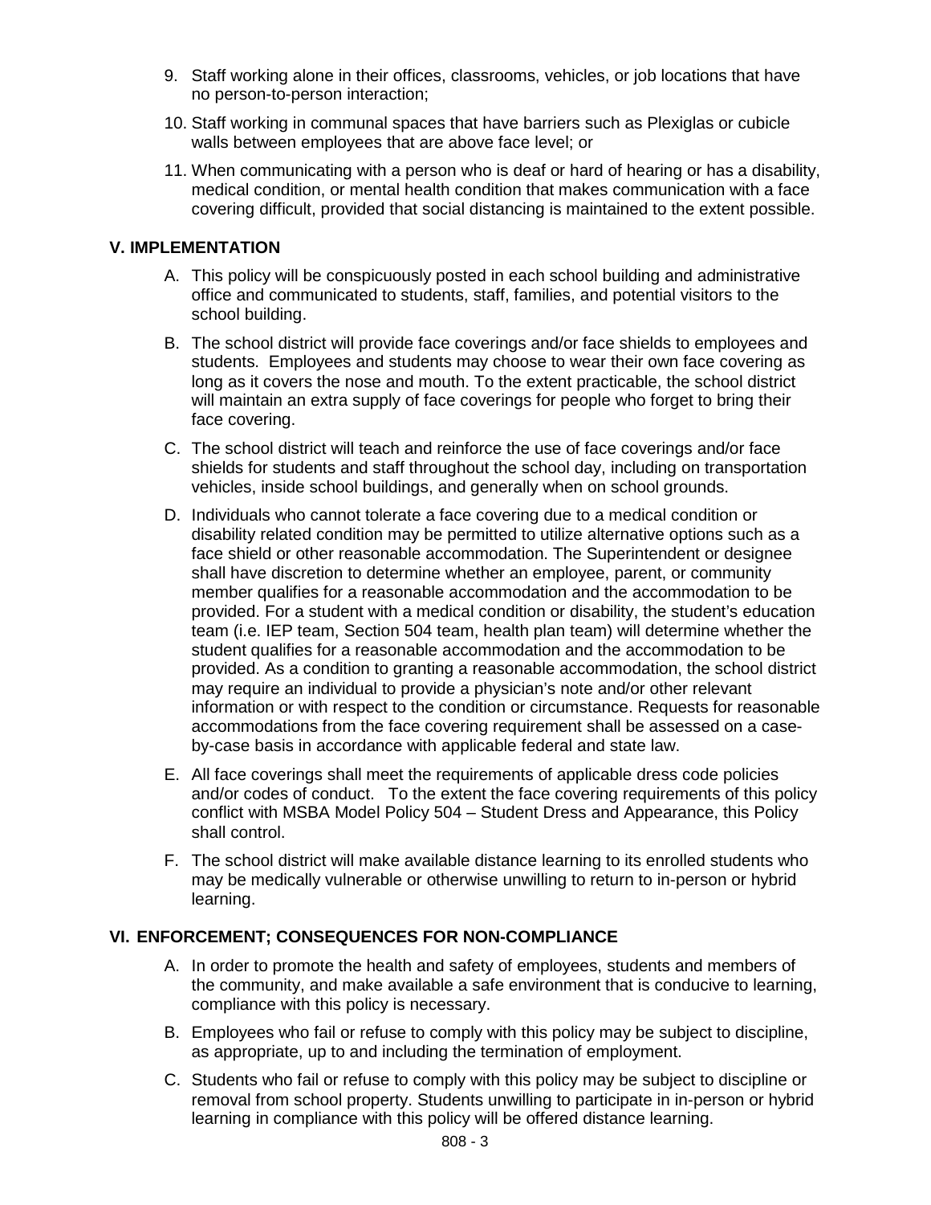9. Staff working alone in their offices, classrooms, vehicles, or job locations that have no person-to-person interaction;
10. Staff working in communal spaces that have barriers such as Plexiglas or cubicle walls between employees that are above face level; or
11. When communicating with a person who is deaf or hard of hearing or has a disability, medical condition, or mental health condition that makes communication with a face covering difficult, provided that social distancing is maintained to the extent possible.

## V. IMPLEMENTATION

A. This policy will be conspicuously posted in each school building and administrative office and communicated to students, staff, families, and potential visitors to the school building.

B. The school district will provide face coverings and/or face shields to employees and students. Employees and students may choose to wear their own face covering as long as it covers the nose and mouth. To the extent practicable, the school district will maintain an extra supply of face coverings for people who forget to bring their face covering.

C. The school district will teach and reinforce the use of face coverings and/or face shields for students and staff throughout the school day, including on transportation vehicles, inside school buildings, and generally when on school grounds.

D. Individuals who cannot tolerate a face covering due to a medical condition or disability related condition may be permitted to utilize alternative options such as a face shield or other reasonable accommodation. The Superintendent or designee shall have discretion to determine whether an employee, parent, or community member qualifies for a reasonable accommodation and the accommodation to be provided. For a student with a medical condition or disability, the student's education team (i.e. IEP team, Section 504 team, health plan team) will determine whether the student qualifies for a reasonable accommodation and the accommodation to be provided. As a condition to granting a reasonable accommodation, the school district may require an individual to provide a physician's note and/or other relevant information or with respect to the condition or circumstance. Requests for reasonable accommodations from the face covering requirement shall be assessed on a case-by-case basis in accordance with applicable federal and state law.

E. All face coverings shall meet the requirements of applicable dress code policies and/or codes of conduct. To the extent the face covering requirements of this policy conflict with MSBA Model Policy 504 – Student Dress and Appearance, this Policy shall control.

F. The school district will make available distance learning to its enrolled students who may be medically vulnerable or otherwise unwilling to return to in-person or hybrid learning.

## VI. ENFORCEMENT; CONSEQUENCES FOR NON-COMPLIANCE

A. In order to promote the health and safety of employees, students and members of the community, and make available a safe environment that is conducive to learning, compliance with this policy is necessary.

B. Employees who fail or refuse to comply with this policy may be subject to discipline, as appropriate, up to and including the termination of employment.

C. Students who fail or refuse to comply with this policy may be subject to discipline or removal from school property. Students unwilling to participate in in-person or hybrid learning in compliance with this policy will be offered distance learning.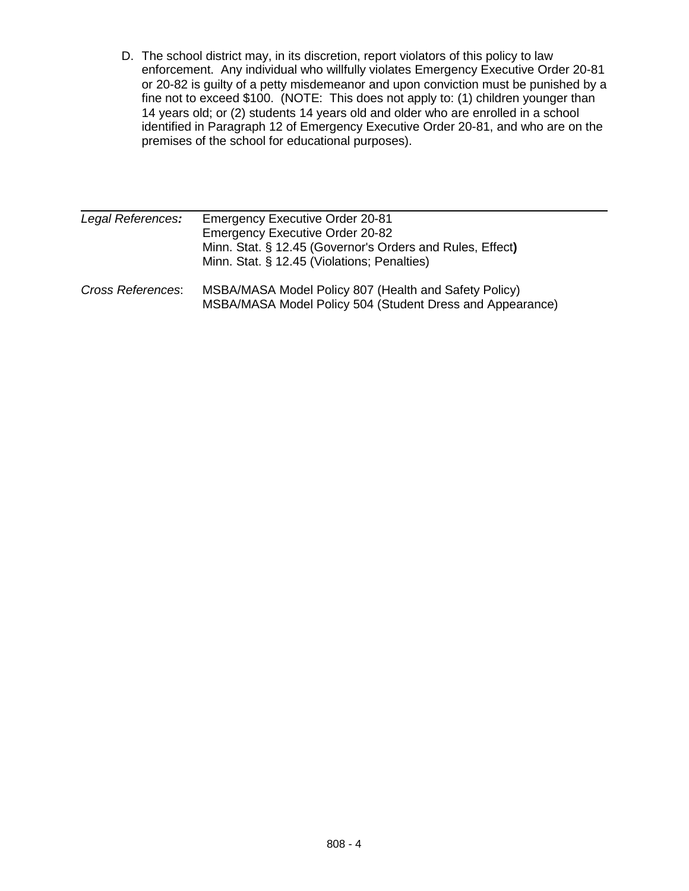D. The school district may, in its discretion, report violators of this policy to law enforcement. Any individual who willfully violates Emergency Executive Order 20-81 or 20-82 is guilty of a petty misdemeanor and upon conviction must be punished by a fine not to exceed $100. (NOTE: This does not apply to: (1) children younger than 14 years old; or (2) students 14 years old and older who are enrolled in a school identified in Paragraph 12 of Emergency Executive Order 20-81, and who are on the premises of the school for educational purposes).

---

| | |
|---|---|
| *Legal References:* | Emergency Executive Order 20-81<br>Emergency Executive Order 20-82<br>Minn. Stat. § 12.45 (Governor's Orders and Rules, Effect)<br>Minn. Stat. § 12.45 (Violations; Penalties) |
| *Cross References*: | MSBA/MASA Model Policy 807 (Health and Safety Policy)<br>MSBA/MASA Model Policy 504 (Student Dress and Appearance) |